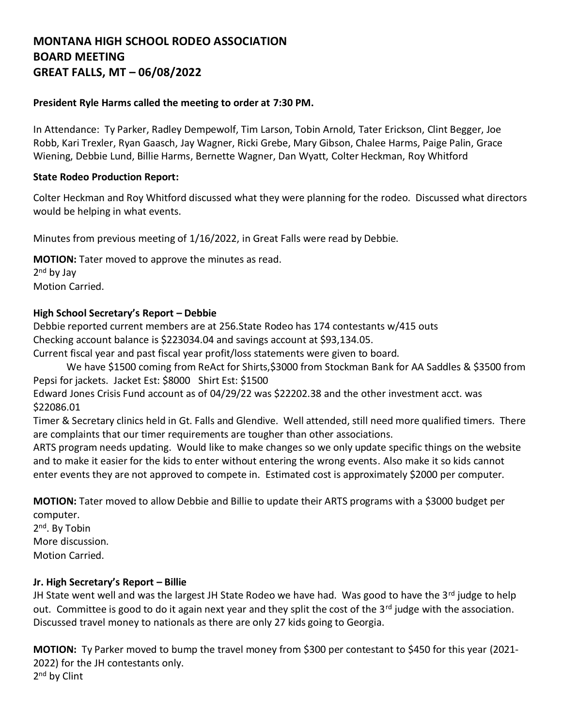# MONTANA HIGH SCHOOL RODEO ASSOCIATION
# BOARD MEETING
# GREAT FALLS, MT – 06/08/2022

**President Ryle Harms called the meeting to order at 7:30 PM.**

In Attendance: Ty Parker, Radley Dempewolf, Tim Larson, Tobin Arnold, Tater Erickson, Clint Begger, Joe Robb, Kari Trexler, Ryan Gaasch, Jay Wagner, Ricki Grebe, Mary Gibson, Chalee Harms, Paige Palin, Grace Wiening, Debbie Lund, Billie Harms, Bernette Wagner, Dan Wyatt, Colter Heckman, Roy Whitford

**State Rodeo Production Report:**

Colter Heckman and Roy Whitford discussed what they were planning for the rodeo. Discussed what directors would be helping in what events.

Minutes from previous meeting of 1/16/2022, in Great Falls were read by Debbie.

**MOTION:** Tater moved to approve the minutes as read.
2nd by Jay
Motion Carried.

**High School Secretary's Report – Debbie**

Debbie reported current members are at 256.State Rodeo has 174 contestants w/415 outs
Checking account balance is $223034.04 and savings account at $93,134.05.
Current fiscal year and past fiscal year profit/loss statements were given to board.
We have $1500 coming from ReAct for Shirts,$3000 from Stockman Bank for AA Saddles & $3500 from Pepsi for jackets. Jacket Est: $8000 Shirt Est: $1500
Edward Jones Crisis Fund account as of 04/29/22 was $22202.38 and the other investment acct. was $22086.01
Timer & Secretary clinics held in Gt. Falls and Glendive. Well attended, still need more qualified timers. There are complaints that our timer requirements are tougher than other associations.
ARTS program needs updating. Would like to make changes so we only update specific things on the website and to make it easier for the kids to enter without entering the wrong events. Also make it so kids cannot enter events they are not approved to compete in. Estimated cost is approximately $2000 per computer.

**MOTION:** Tater moved to allow Debbie and Billie to update their ARTS programs with a $3000 budget per computer.
2nd. By Tobin
More discussion.
Motion Carried.

**Jr. High Secretary's Report – Billie**

JH State went well and was the largest JH State Rodeo we have had. Was good to have the 3rd judge to help out. Committee is good to do it again next year and they split the cost of the 3rd judge with the association. Discussed travel money to nationals as there are only 27 kids going to Georgia.

**MOTION:** Ty Parker moved to bump the travel money from $300 per contestant to $450 for this year (2021-2022) for the JH contestants only.
2nd by Clint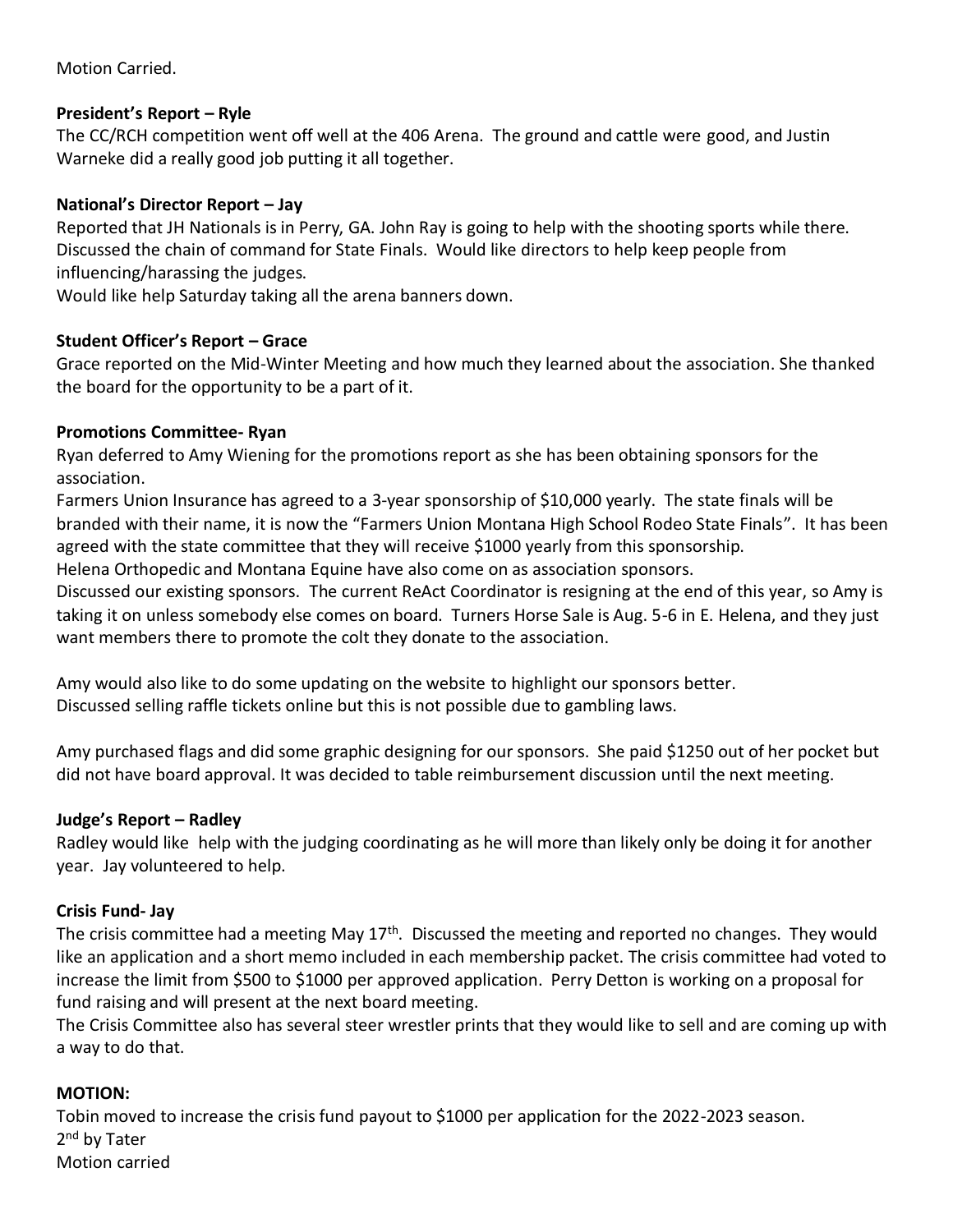Motion Carried.

**President's Report – Ryle**
The CC/RCH competition went off well at the 406 Arena. The ground and cattle were good, and Justin Warneke did a really good job putting it all together.

**National's Director Report – Jay**
Reported that JH Nationals is in Perry, GA. John Ray is going to help with the shooting sports while there. Discussed the chain of command for State Finals. Would like directors to help keep people from influencing/harassing the judges.
Would like help Saturday taking all the arena banners down.

**Student Officer's Report – Grace**
Grace reported on the Mid-Winter Meeting and how much they learned about the association. She thanked the board for the opportunity to be a part of it.

**Promotions Committee- Ryan**
Ryan deferred to Amy Wiening for the promotions report as she has been obtaining sponsors for the association.
Farmers Union Insurance has agreed to a 3-year sponsorship of $10,000 yearly. The state finals will be branded with their name, it is now the "Farmers Union Montana High School Rodeo State Finals". It has been agreed with the state committee that they will receive $1000 yearly from this sponsorship.
Helena Orthopedic and Montana Equine have also come on as association sponsors.
Discussed our existing sponsors. The current ReAct Coordinator is resigning at the end of this year, so Amy is taking it on unless somebody else comes on board. Turners Horse Sale is Aug. 5-6 in E. Helena, and they just want members there to promote the colt they donate to the association.

Amy would also like to do some updating on the website to highlight our sponsors better.
Discussed selling raffle tickets online but this is not possible due to gambling laws.

Amy purchased flags and did some graphic designing for our sponsors. She paid $1250 out of her pocket but did not have board approval. It was decided to table reimbursement discussion until the next meeting.

**Judge's Report – Radley**
Radley would like help with the judging coordinating as he will more than likely only be doing it for another year. Jay volunteered to help.

**Crisis Fund- Jay**
The crisis committee had a meeting May 17th. Discussed the meeting and reported no changes. They would like an application and a short memo included in each membership packet. The crisis committee had voted to increase the limit from $500 to $1000 per approved application. Perry Detton is working on a proposal for fund raising and will present at the next board meeting.
The Crisis Committee also has several steer wrestler prints that they would like to sell and are coming up with a way to do that.

**MOTION:**
Tobin moved to increase the crisis fund payout to $1000 per application for the 2022-2023 season.
2nd by Tater
Motion carried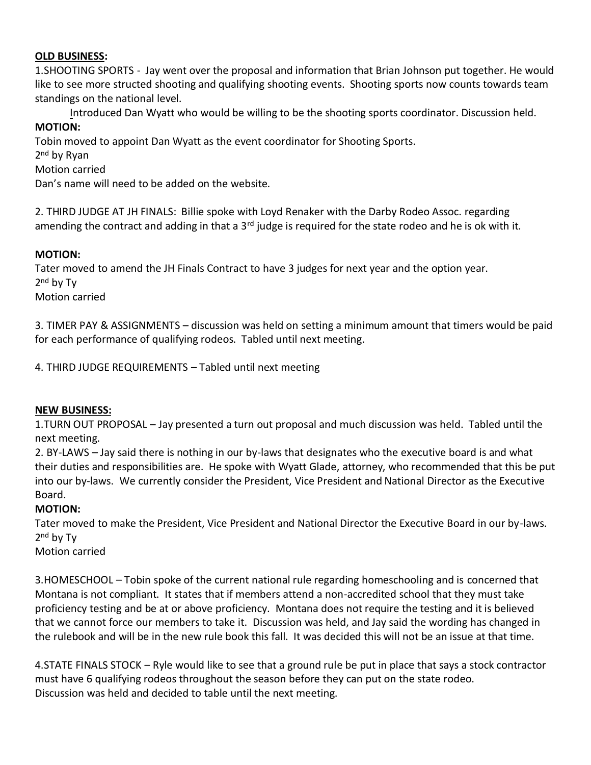**OLD BUSINESS:**

1.SHOOTING SPORTS - Jay went over the proposal and information that Brian Johnson put together. He would like to see more structed shooting and qualifying shooting events. Shooting sports now counts towards team standings on the national level.

Introduced Dan Wyatt who would be willing to be the shooting sports coordinator. Discussion held.

**MOTION:**

Tobin moved to appoint Dan Wyatt as the event coordinator for Shooting Sports.
2nd by Ryan
Motion carried
Dan's name will need to be added on the website.

2. THIRD JUDGE AT JH FINALS: Billie spoke with Loyd Renaker with the Darby Rodeo Assoc. regarding amending the contract and adding in that a 3rd judge is required for the state rodeo and he is ok with it.

**MOTION:**

Tater moved to amend the JH Finals Contract to have 3 judges for next year and the option year.
2nd by Ty
Motion carried

3. TIMER PAY & ASSIGNMENTS – discussion was held on setting a minimum amount that timers would be paid for each performance of qualifying rodeos. Tabled until next meeting.

4. THIRD JUDGE REQUIREMENTS – Tabled until next meeting

**NEW BUSINESS:**

1.TURN OUT PROPOSAL – Jay presented a turn out proposal and much discussion was held. Tabled until the next meeting.

2. BY-LAWS – Jay said there is nothing in our by-laws that designates who the executive board is and what their duties and responsibilities are. He spoke with Wyatt Glade, attorney, who recommended that this be put into our by-laws. We currently consider the President, Vice President and National Director as the Executive Board.

**MOTION:**

Tater moved to make the President, Vice President and National Director the Executive Board in our by-laws.
2nd by Ty
Motion carried

3.HOMESCHOOL – Tobin spoke of the current national rule regarding homeschooling and is concerned that Montana is not compliant. It states that if members attend a non-accredited school that they must take proficiency testing and be at or above proficiency. Montana does not require the testing and it is believed that we cannot force our members to take it. Discussion was held, and Jay said the wording has changed in the rulebook and will be in the new rule book this fall. It was decided this will not be an issue at that time.

4.STATE FINALS STOCK – Ryle would like to see that a ground rule be put in place that says a stock contractor must have 6 qualifying rodeos throughout the season before they can put on the state rodeo.
Discussion was held and decided to table until the next meeting.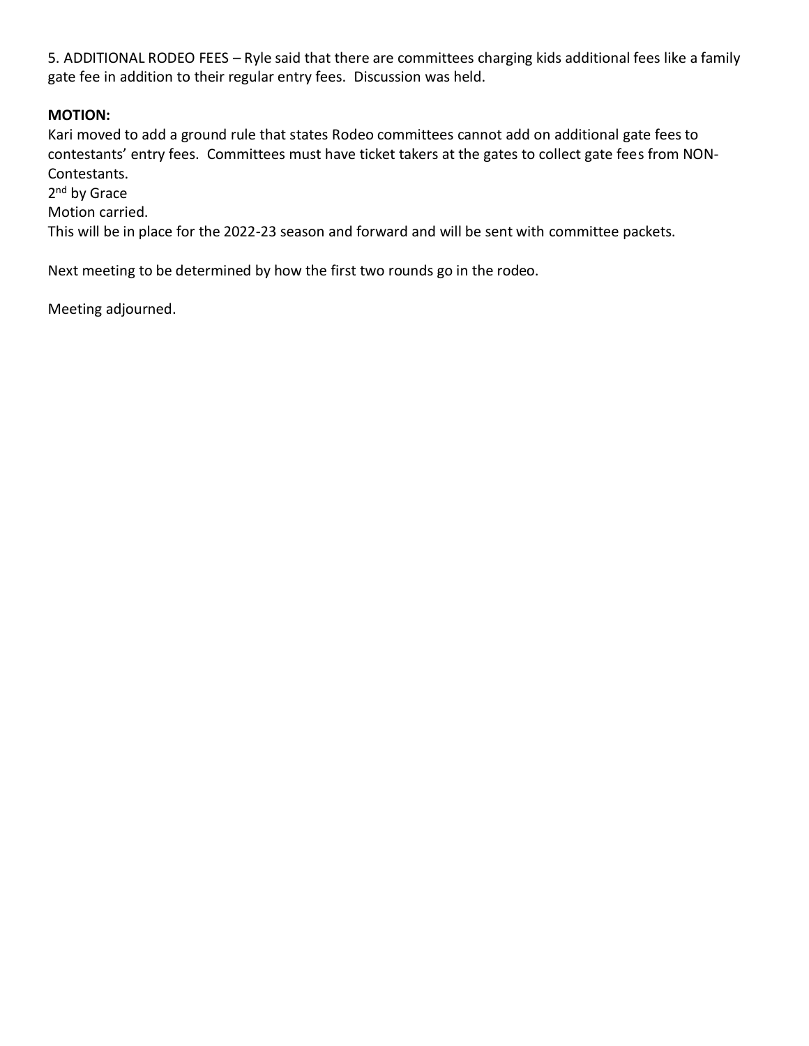5. ADDITIONAL RODEO FEES – Ryle said that there are committees charging kids additional fees like a family gate fee in addition to their regular entry fees. Discussion was held.

**MOTION:**

Kari moved to add a ground rule that states Rodeo committees cannot add on additional gate fees to contestants' entry fees. Committees must have ticket takers at the gates to collect gate fees from NON-Contestants.

2nd by Grace

Motion carried.

This will be in place for the 2022-23 season and forward and will be sent with committee packets.

Next meeting to be determined by how the first two rounds go in the rodeo.

Meeting adjourned.